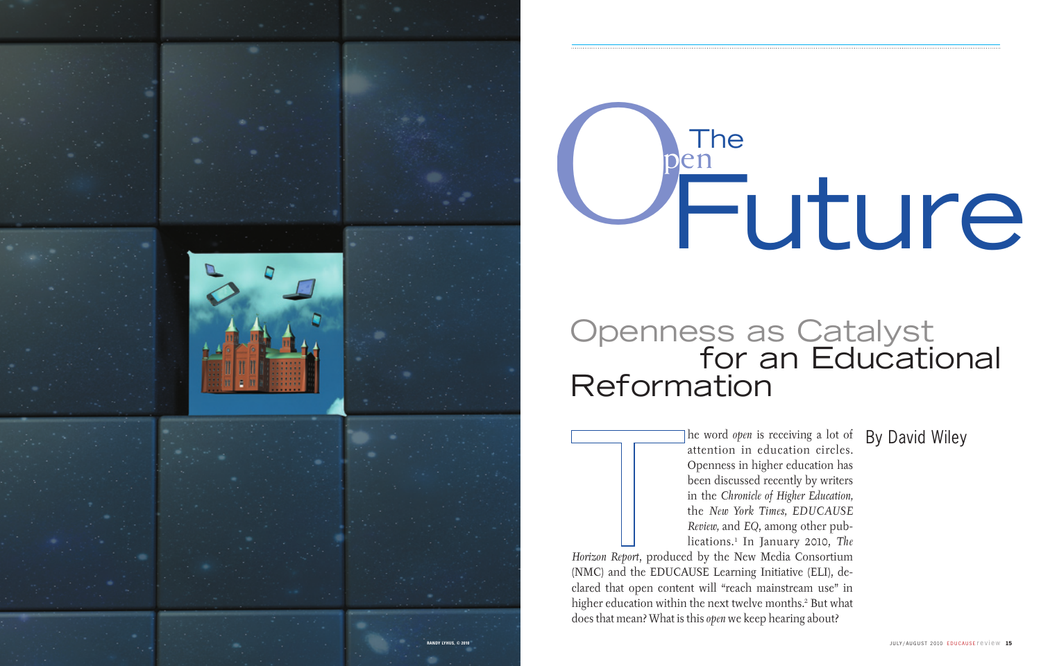# The Open Future

## Openness as Catalyst for an Educational Reformation

By David Wiley

The word *open* is receiving a lot of attention in education circles. Openness in higher education has been discussed recently by writers in the *Chronicle of Higher Education,* the *New York Times, EDUCAUSE Review,* and *EQ,* among other publications.[1] In January 2010, *The Horizon Report,* produced by the New Media Consortium (NMC) and the EDUCAUSE Learning Initiative (ELI), declared that open content will "reach mainstream use" in higher education within the next twelve months.[2] But what does that mean? What is this *open* we keep hearing about?

RANDY LYHUS, © 2010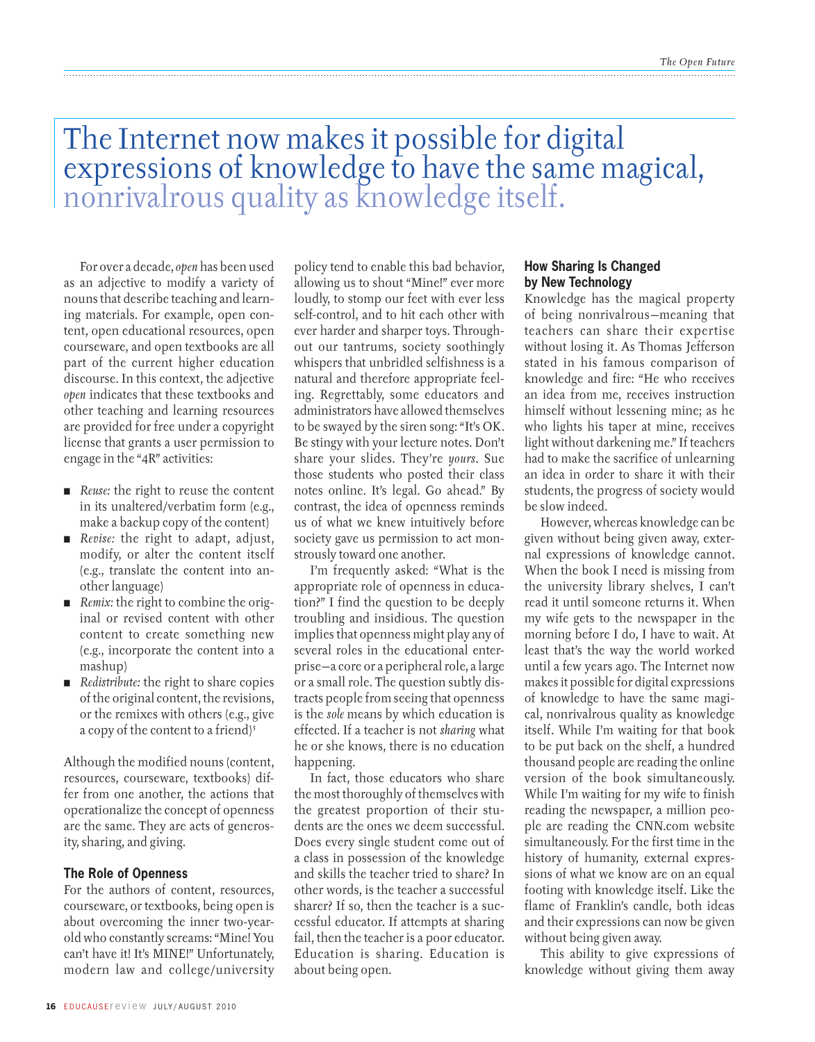The Internet now makes it possible for digital expressions of knowledge to have the same magical, nonrivalrous quality as knowledge itself.

For over a decade, *open* has been used as an adjective to modify a variety of nouns that describe teaching and learning materials. For example, open content, open educational resources, open courseware, and open textbooks are all part of the current higher education discourse. In this context, the adjective *open* indicates that these textbooks and other teaching and learning resources are provided for free under a copyright license that grants a user permission to engage in the "4R" activities:

- *Reuse:* the right to reuse the content in its unaltered/verbatim form (e.g., make a backup copy of the content)
- *Revise:* the right to adapt, adjust, modify, or alter the content itself (e.g., translate the content into another language)
- *Remix:* the right to combine the original or revised content with other content to create something new (e.g., incorporate the content into a mashup)
- *Redistribute:* the right to share copies of the original content, the revisions, or the remixes with others (e.g., give a copy of the content to a friend)[3]

Although the modified nouns (content, resources, courseware, textbooks) differ from one another, the actions that operationalize the concept of openness are the same. They are acts of generosity, sharing, and giving.

### The Role of Openness

For the authors of content, resources, courseware, or textbooks, being open is about overcoming the inner two-year-old who constantly screams: "Mine! You can't have it! It's MINE!" Unfortunately, modern law and college/university policy tend to enable this bad behavior, allowing us to shout "Mine!" ever more loudly, to stomp our feet with ever less self-control, and to hit each other with ever harder and sharper toys. Throughout our tantrums, society soothingly whispers that unbridled selfishness is a natural and therefore appropriate feeling. Regrettably, some educators and administrators have allowed themselves to be swayed by the siren song: "It's OK. Be stingy with your lecture notes. Don't share your slides. They're *yours*. Sue those students who posted their class notes online. It's legal. Go ahead." By contrast, the idea of openness reminds us of what we knew intuitively before society gave us permission to act monstrously toward one another.

I'm frequently asked: "What is the appropriate role of openness in education?" I find the question to be deeply troubling and insidious. The question implies that openness might play any of several roles in the educational enterprise—a core or a peripheral role, a large or a small role. The question subtly distracts people from seeing that openness is the *sole* means by which education is effected. If a teacher is not *sharing* what he or she knows, there is no education happening.

In fact, those educators who share the most thoroughly of themselves with the greatest proportion of their students are the ones we deem successful. Does every single student come out of a class in possession of the knowledge and skills the teacher tried to share? In other words, is the teacher a successful sharer? If so, then the teacher is a successful educator. If attempts at sharing fail, then the teacher is a poor educator. Education is sharing. Education is about being open.

### How Sharing Is Changed by New Technology

Knowledge has the magical property of being nonrivalrous—meaning that teachers can share their expertise without losing it. As Thomas Jefferson stated in his famous comparison of knowledge and fire: "He who receives an idea from me, receives instruction himself without lessening mine; as he who lights his taper at mine, receives light without darkening me." If teachers had to make the sacrifice of unlearning an idea in order to share it with their students, the progress of society would be slow indeed.

However, whereas knowledge can be given without being given away, external expressions of knowledge cannot. When the book I need is missing from the university library shelves, I can't read it until someone returns it. When my wife gets to the newspaper in the morning before I do, I have to wait. At least that's the way the world worked until a few years ago. The Internet now makes it possible for digital expressions of knowledge to have the same magical, nonrivalrous quality as knowledge itself. While I'm waiting for that book to be put back on the shelf, a hundred thousand people are reading the online version of the book simultaneously. While I'm waiting for my wife to finish reading the newspaper, a million people are reading the CNN.com website simultaneously. For the first time in the history of humanity, external expressions of what we know are on an equal footing with knowledge itself. Like the flame of Franklin's candle, both ideas and their expressions can now be given without being given away.

This ability to give expressions of knowledge without giving them away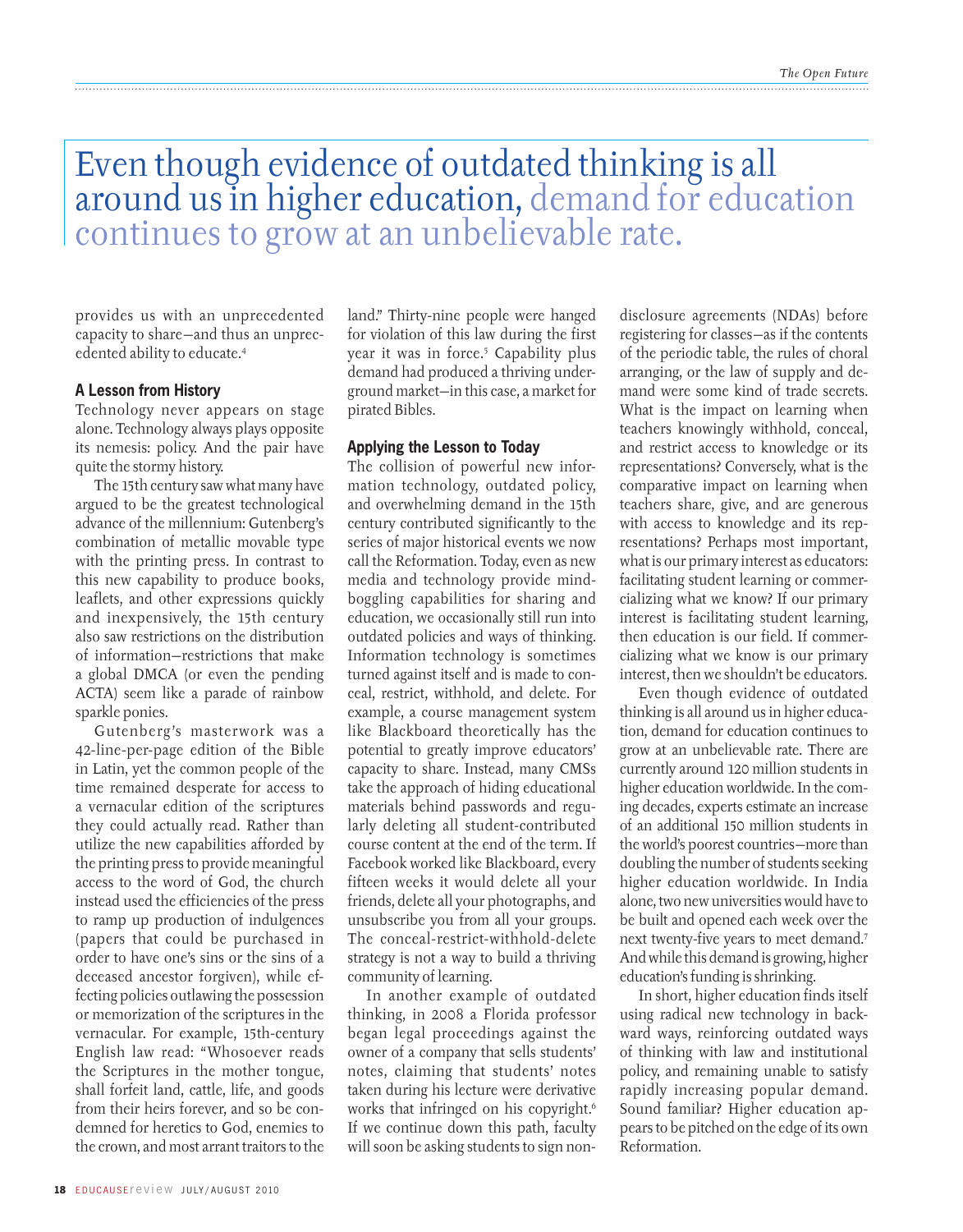> Even though evidence of outdated thinking is all around us in higher education, demand for education continues to grow at an unbelievable rate.

provides us with an unprecedented capacity to share—and thus an unprecedented ability to educate.[4]

### A Lesson from History

Technology never appears on stage alone. Technology always plays opposite its nemesis: policy. And the pair have quite the stormy history.

The 15th century saw what many have argued to be the greatest technological advance of the millennium: Gutenberg's combination of metallic movable type with the printing press. In contrast to this new capability to produce books, leaflets, and other expressions quickly and inexpensively, the 15th century also saw restrictions on the distribution of information—restrictions that make a global DMCA (or even the pending ACTA) seem like a parade of rainbow sparkle ponies.

Gutenberg's masterwork was a 42-line-per-page edition of the Bible in Latin, yet the common people of the time remained desperate for access to a vernacular edition of the scriptures they could actually read. Rather than utilize the new capabilities afforded by the printing press to provide meaningful access to the word of God, the church instead used the efficiencies of the press to ramp up production of indulgences (papers that could be purchased in order to have one's sins or the sins of a deceased ancestor forgiven), while effecting policies outlawing the possession or memorization of the scriptures in the vernacular. For example, 15th-century English law read: "Whosoever reads the Scriptures in the mother tongue, shall forfeit land, cattle, life, and goods from their heirs forever, and so be condemned for heretics to God, enemies to the crown, and most arrant traitors to the land." Thirty-nine people were hanged for violation of this law during the first year it was in force.[5] Capability plus demand had produced a thriving underground market—in this case, a market for pirated Bibles.

### Applying the Lesson to Today

The collision of powerful new information technology, outdated policy, and overwhelming demand in the 15th century contributed significantly to the series of major historical events we now call the Reformation. Today, even as new media and technology provide mind-boggling capabilities for sharing and education, we occasionally still run into outdated policies and ways of thinking. Information technology is sometimes turned against itself and is made to conceal, restrict, withhold, and delete. For example, a course management system like Blackboard theoretically has the potential to greatly improve educators' capacity to share. Instead, many CMSs take the approach of hiding educational materials behind passwords and regularly deleting all student-contributed course content at the end of the term. If Facebook worked like Blackboard, every fifteen weeks it would delete all your friends, delete all your photographs, and unsubscribe you from all your groups. The conceal-restrict-withhold-delete strategy is not a way to build a thriving community of learning.

In another example of outdated thinking, in 2008 a Florida professor began legal proceedings against the owner of a company that sells students' notes, claiming that students' notes taken during his lecture were derivative works that infringed on his copyright.[6] If we continue down this path, faculty will soon be asking students to sign nondisclosure agreements (NDAs) before registering for classes—as if the contents of the periodic table, the rules of choral arranging, or the law of supply and demand were some kind of trade secrets. What is the impact on learning when teachers knowingly withhold, conceal, and restrict access to knowledge or its representations? Conversely, what is the comparative impact on learning when teachers share, give, and are generous with access to knowledge and its representations? Perhaps most important, what is our primary interest as educators: facilitating student learning or commercializing what we know? If our primary interest is facilitating student learning, then education is our field. If commercializing what we know is our primary interest, then we shouldn't be educators.

Even though evidence of outdated thinking is all around us in higher education, demand for education continues to grow at an unbelievable rate. There are currently around 120 million students in higher education worldwide. In the coming decades, experts estimate an increase of an additional 150 million students in the world's poorest countries—more than doubling the number of students seeking higher education worldwide. In India alone, two new universities would have to be built and opened each week over the next twenty-five years to meet demand.[7] And while this demand is growing, higher education's funding is shrinking.

In short, higher education finds itself using radical new technology in backward ways, reinforcing outdated ways of thinking with law and institutional policy, and remaining unable to satisfy rapidly increasing popular demand. Sound familiar? Higher education appears to be pitched on the edge of its own Reformation.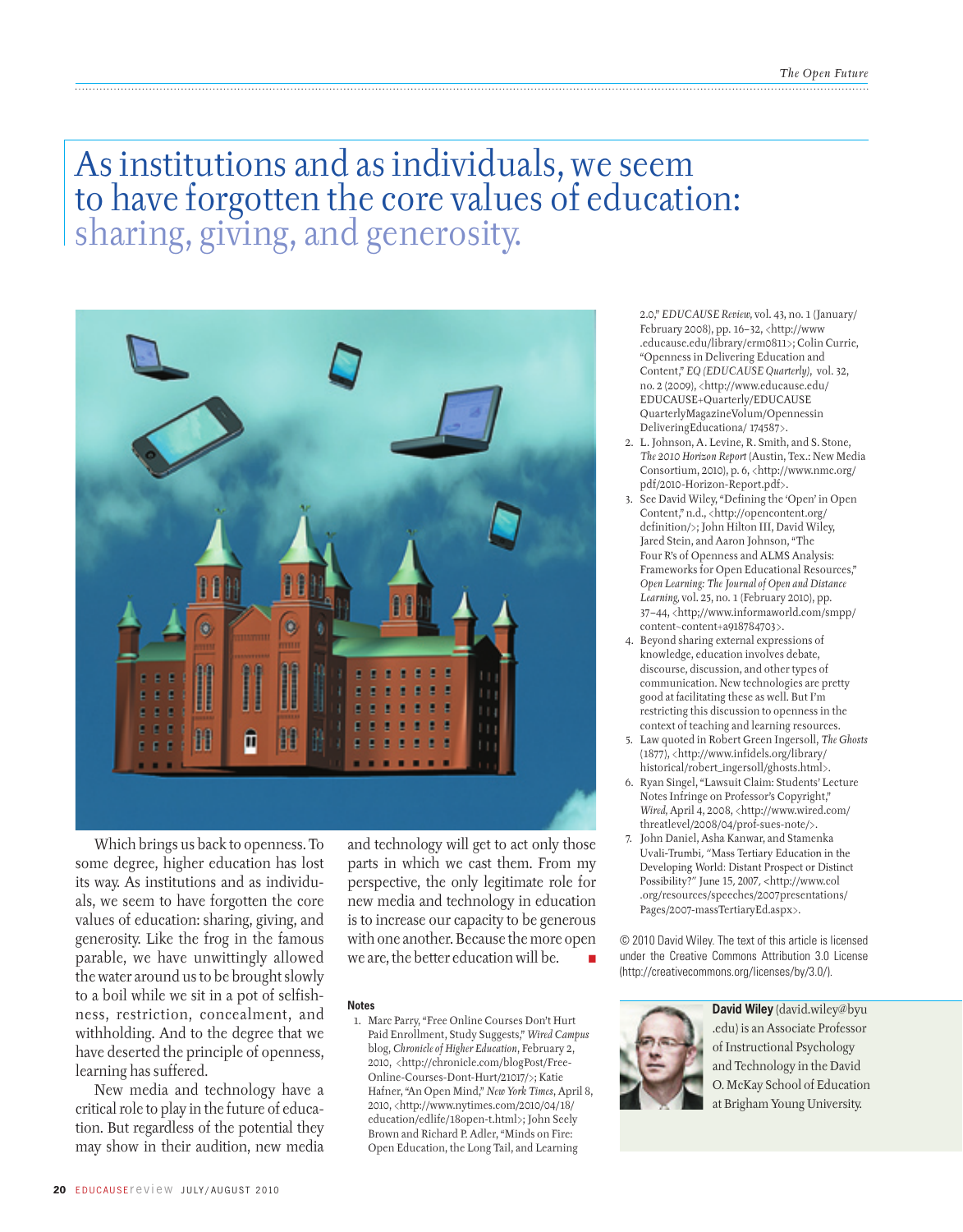As institutions and as individuals, we seem to have forgotten the core values of education: sharing, giving, and generosity.

Which brings us back to openness. To some degree, higher education has lost its way. As institutions and as individuals, we seem to have forgotten the core values of education: sharing, giving, and generosity. Like the frog in the famous parable, we have unwittingly allowed the water around us to be brought slowly to a boil while we sit in a pot of selfishness, restriction, concealment, and withholding. And to the degree that we have deserted the principle of openness, learning has suffered.

New media and technology have a critical role to play in the future of education. But regardless of the potential they may show in their audition, new media and technology will get to act only those parts in which we cast them. From my perspective, the only legitimate role for new media and technology in education is to increase our capacity to be generous with one another. Because the more open we are, the better education will be. ■

#### Notes

1. Marc Parry, "Free Online Courses Don't Hurt Paid Enrollment, Study Suggests," *Wired Campus* blog, *Chronicle of Higher Education*, February 2, 2010, <http://chronicle.com/blogPost/Free-Online-Courses-Dont-Hurt/21017/>; Katie Hafner, "An Open Mind," *New York Times*, April 8, 2010, <http://www.nytimes.com/2010/04/18/education/edlife/18open-t.html>; John Seely Brown and Richard P. Adler, "Minds on Fire: Open Education, the Long Tail, and Learning 2.0," *EDUCAUSE Review*, vol. 43, no. 1 (January/February 2008), pp. 16–32, <http://www.educause.edu/library/erm0811>; Colin Currie, "Openness in Delivering Education and Content," *EQ (EDUCAUSE Quarterly)*, vol. 32, no. 2 (2009), <http://www.educause.edu/EDUCAUSE+Quarterly/EDUCAUSE QuarterlyMagazineVolum/Opennessin DeliveringEducationa/174587>.
2. L. Johnson, A. Levine, R. Smith, and S. Stone, *The 2010 Horizon Report* (Austin, Tex.: New Media Consortium, 2010), p. 6, <http://www.nmc.org/pdf/2010-Horizon-Report.pdf>.
3. See David Wiley, "Defining the 'Open' in Open Content," n.d., <http://opencontent.org/definition/>; John Hilton III, David Wiley, Jared Stein, and Aaron Johnson, "The Four R's of Openness and ALMS Analysis: Frameworks for Open Educational Resources," *Open Learning: The Journal of Open and Distance Learning*, vol. 25, no. 1 (February 2010), pp. 37–44, <http;//www.informaworld.com/smpp/content~content+a918784703>.
4. Beyond sharing external expressions of knowledge, education involves debate, discourse, discussion, and other types of communication. New technologies are pretty good at facilitating these as well. But I'm restricting this discussion to openness in the context of teaching and learning resources.
5. Law quoted in Robert Green Ingersoll, *The Ghosts* (1877), <http://www.infidels.org/library/historical/robert_ingersoll/ghosts.html>.
6. Ryan Singel, "Lawsuit Claim: Students' Lecture Notes Infringe on Professor's Copyright," *Wired*, April 4, 2008, <http://www.wired.com/threatlevel/2008/04/prof-sues-note/>.
7. John Daniel, Asha Kanwar, and Stamenka Uvali-Trumbi, "Mass Tertiary Education in the Developing World: Distant Prospect or Distinct Possibility?" June 15, 2007, <http://www.col.org/resources/speeches/2007presentations/Pages/2007-massTertiaryEd.aspx>.

© 2010 David Wiley. The text of this article is licensed under the Creative Commons Attribution 3.0 License (http://creativecommons.org/licenses/by/3.0/).

**David Wiley** (david.wiley@byu.edu) is an Associate Professor of Instructional Psychology and Technology in the David O. McKay School of Education at Brigham Young University.